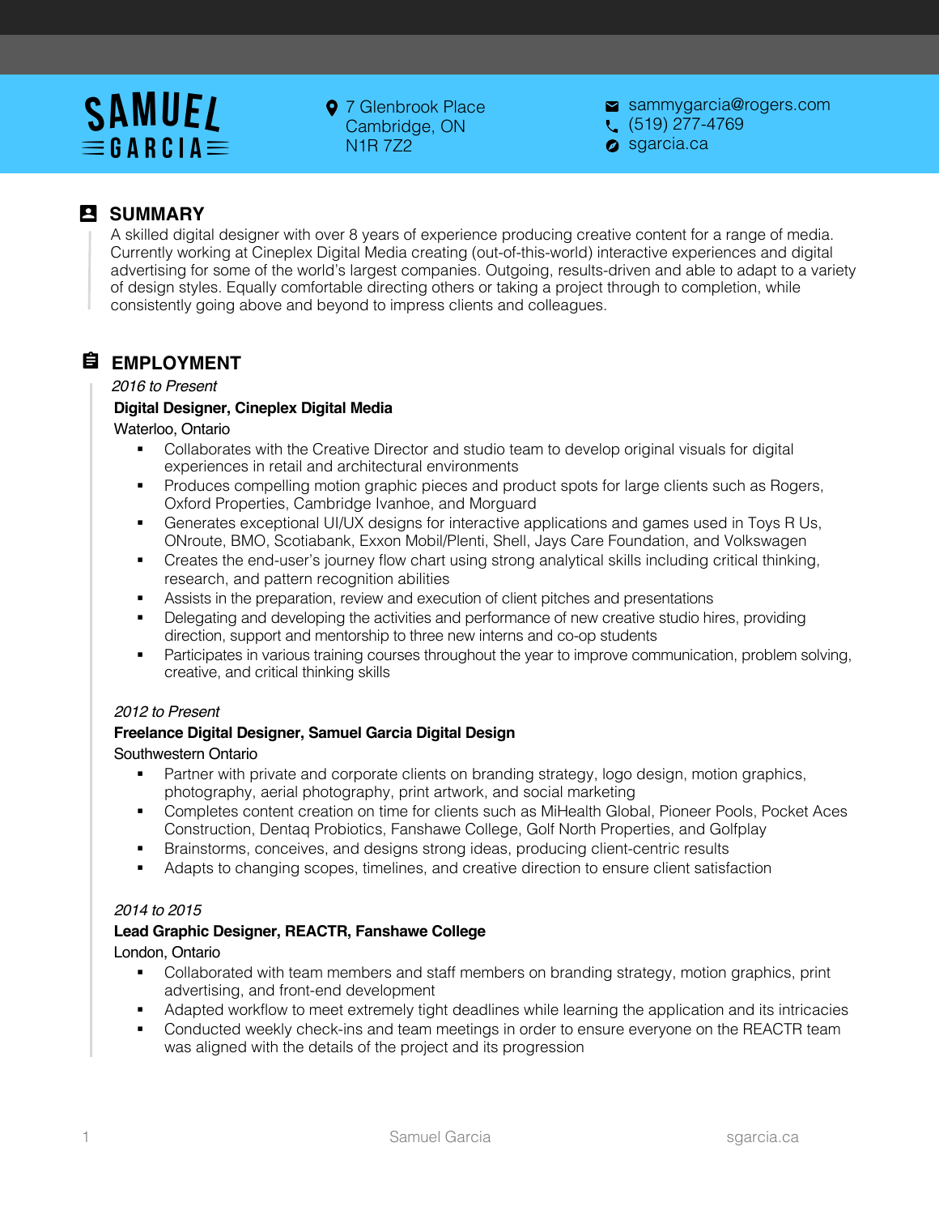# SAMUEL GARCIA

7 Glenbrook Place
Cambridge, ON
N1R 7Z2

sammygarcia@rogers.com
(519) 277-4769
sgarcia.ca

## SUMMARY

A skilled digital designer with over 8 years of experience producing creative content for a range of media. Currently working at Cineplex Digital Media creating (out-of-this-world) interactive experiences and digital advertising for some of the world's largest companies. Outgoing, results-driven and able to adapt to a variety of design styles. Equally comfortable directing others or taking a project through to completion, while consistently going above and beyond to impress clients and colleagues.

## EMPLOYMENT

*2016 to Present*

**Digital Designer, Cineplex Digital Media**

Waterloo, Ontario

- Collaborates with the Creative Director and studio team to develop original visuals for digital experiences in retail and architectural environments
- Produces compelling motion graphic pieces and product spots for large clients such as Rogers, Oxford Properties, Cambridge Ivanhoe, and Morguard
- Generates exceptional UI/UX designs for interactive applications and games used in Toys R Us, ONroute, BMO, Scotiabank, Exxon Mobil/Plenti, Shell, Jays Care Foundation, and Volkswagen
- Creates the end-user's journey flow chart using strong analytical skills including critical thinking, research, and pattern recognition abilities
- Assists in the preparation, review and execution of client pitches and presentations
- Delegating and developing the activities and performance of new creative studio hires, providing direction, support and mentorship to three new interns and co-op students
- Participates in various training courses throughout the year to improve communication, problem solving, creative, and critical thinking skills

*2012 to Present*

**Freelance Digital Designer, Samuel Garcia Digital Design**

Southwestern Ontario

- Partner with private and corporate clients on branding strategy, logo design, motion graphics, photography, aerial photography, print artwork, and social marketing
- Completes content creation on time for clients such as MiHealth Global, Pioneer Pools, Pocket Aces Construction, Dentaq Probiotics, Fanshawe College, Golf North Properties, and Golfplay
- Brainstorms, conceives, and designs strong ideas, producing client-centric results
- Adapts to changing scopes, timelines, and creative direction to ensure client satisfaction

*2014 to 2015*

**Lead Graphic Designer, REACTR, Fanshawe College**

London, Ontario

- Collaborated with team members and staff members on branding strategy, motion graphics, print advertising, and front-end development
- Adapted workflow to meet extremely tight deadlines while learning the application and its intricacies
- Conducted weekly check-ins and team meetings in order to ensure everyone on the REACTR team was aligned with the details of the project and its progression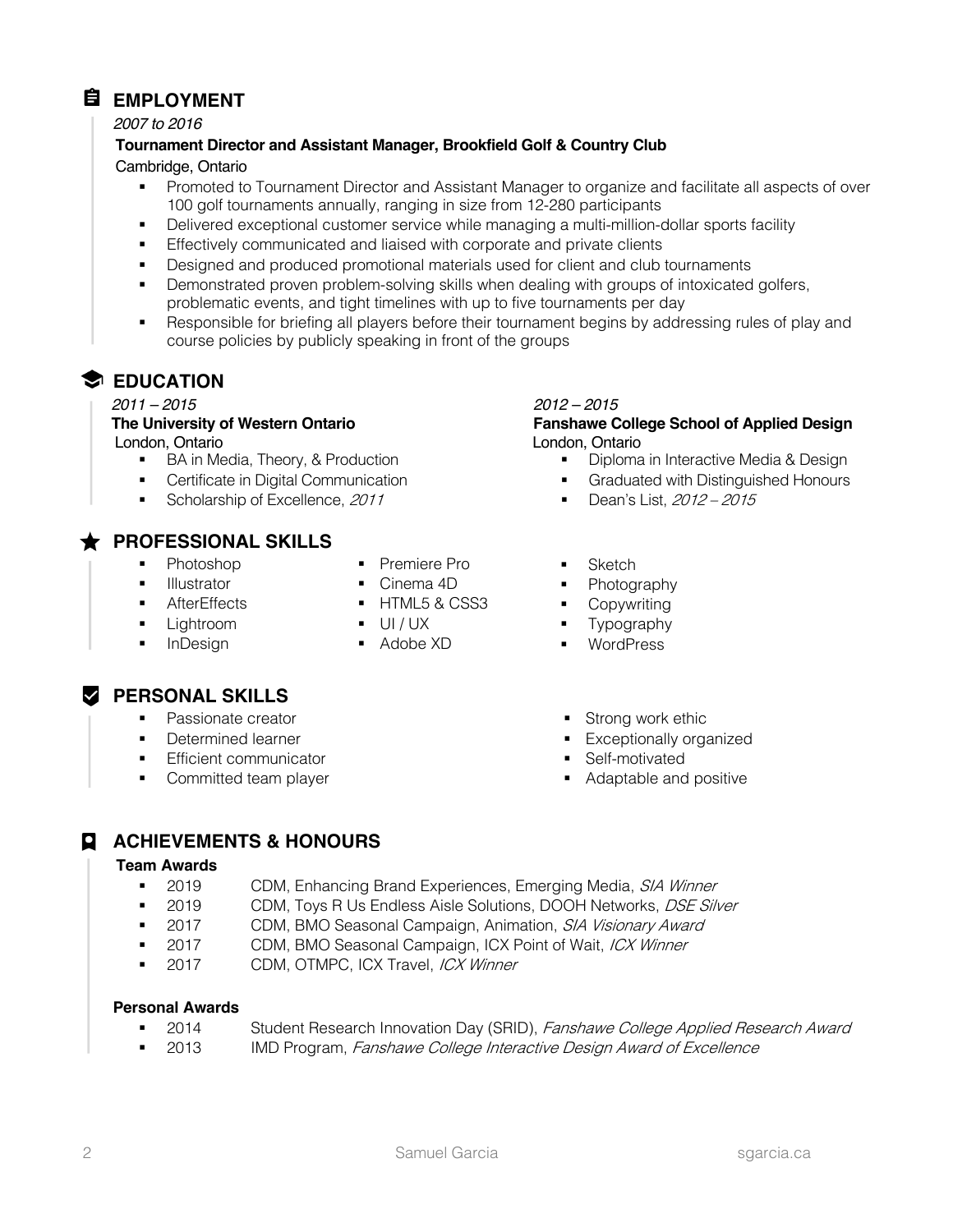## EMPLOYMENT

*2007 to 2016*

**Tournament Director and Assistant Manager, Brookfield Golf & Country Club**

Cambridge, Ontario

- Promoted to Tournament Director and Assistant Manager to organize and facilitate all aspects of over 100 golf tournaments annually, ranging in size from 12-280 participants
- Delivered exceptional customer service while managing a multi-million-dollar sports facility
- Effectively communicated and liaised with corporate and private clients
- Designed and produced promotional materials used for client and club tournaments
- Demonstrated proven problem-solving skills when dealing with groups of intoxicated golfers, problematic events, and tight timelines with up to five tournaments per day
- Responsible for briefing all players before their tournament begins by addressing rules of play and course policies by publicly speaking in front of the groups

## EDUCATION

*2011 – 2015*

**The University of Western Ontario**

London, Ontario

- BA in Media, Theory, & Production
- Certificate in Digital Communication
- Scholarship of Excellence, *2011*

*2012 – 2015*

**Fanshawe College School of Applied Design**

London, Ontario

- Diploma in Interactive Media & Design
- Graduated with Distinguished Honours
- Dean's List, *2012 – 2015*

## PROFESSIONAL SKILLS

- Photoshop
- Illustrator
- AfterEffects
- Lightroom
- InDesign
- Premiere Pro
- Cinema 4D
- HTML5 & CSS3
- UI / UX
- Adobe XD
- Sketch
- Photography
- Copywriting
- Typography
- WordPress

## PERSONAL SKILLS

- Passionate creator
- Determined learner
- Efficient communicator
- Committed team player
- Strong work ethic
- Exceptionally organized
- Self-motivated
- Adaptable and positive

## ACHIEVEMENTS & HONOURS

**Team Awards**

- 2019 CDM, Enhancing Brand Experiences, Emerging Media, *SIA Winner*
- 2019 CDM, Toys R Us Endless Aisle Solutions, DOOH Networks, *DSE Silver*
- 2017 CDM, BMO Seasonal Campaign, Animation, *SIA Visionary Award*
- 2017 CDM, BMO Seasonal Campaign, ICX Point of Wait, *ICX Winner*
- 2017 CDM, OTMPC, ICX Travel, *ICX Winner*

**Personal Awards**

- 2014 Student Research Innovation Day (SRID), *Fanshawe College Applied Research Award*
- 2013 IMD Program, *Fanshawe College Interactive Design Award of Excellence*